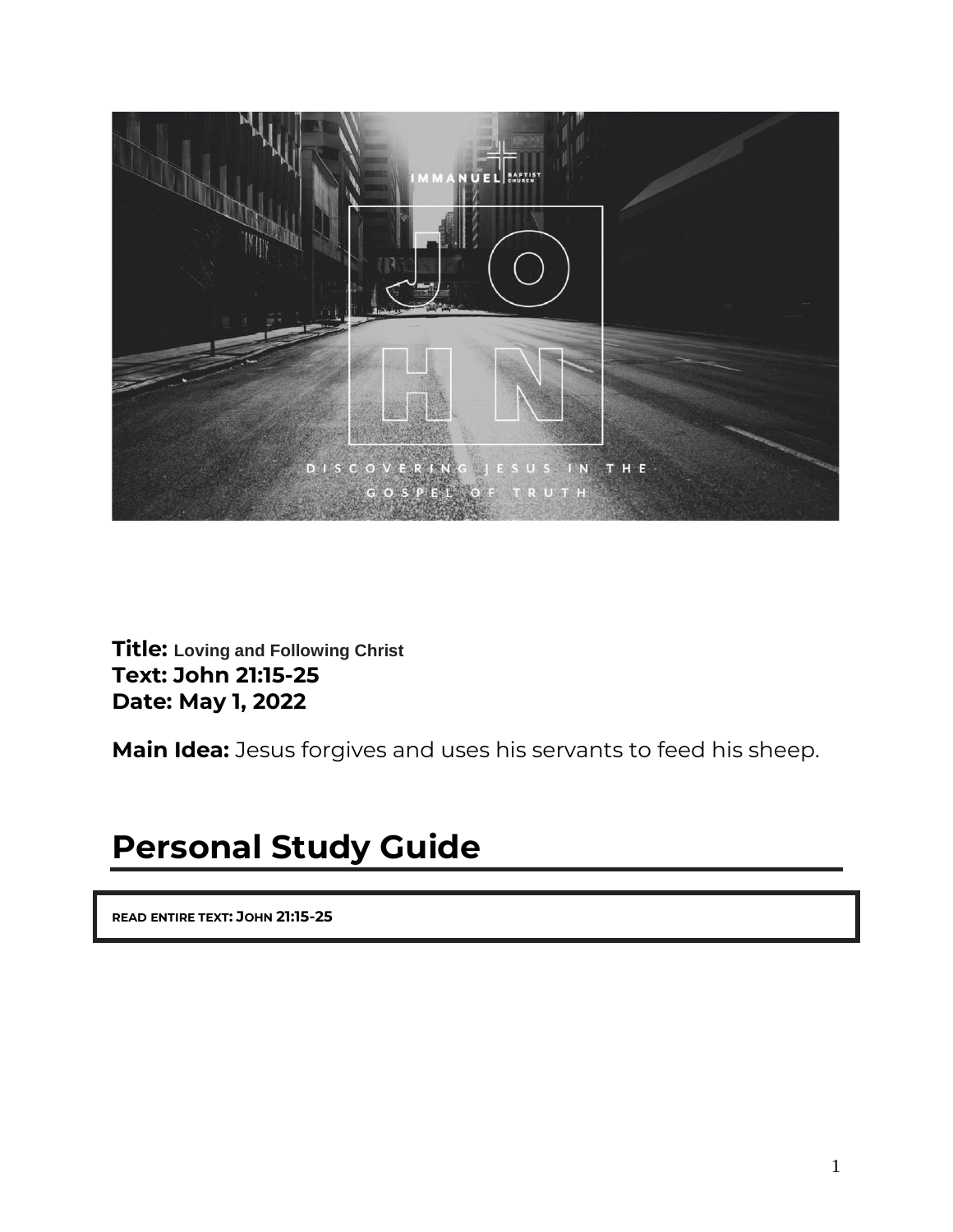**Title:** Loving and Following Christ
**Text: John 21:15-25**
**Date: May 1, 2022**

**Main Idea:** Jesus forgives and uses his servants to feed his sheep.

## Personal Study Guide

**READ ENTIRE TEXT: JOHN 21:15-25**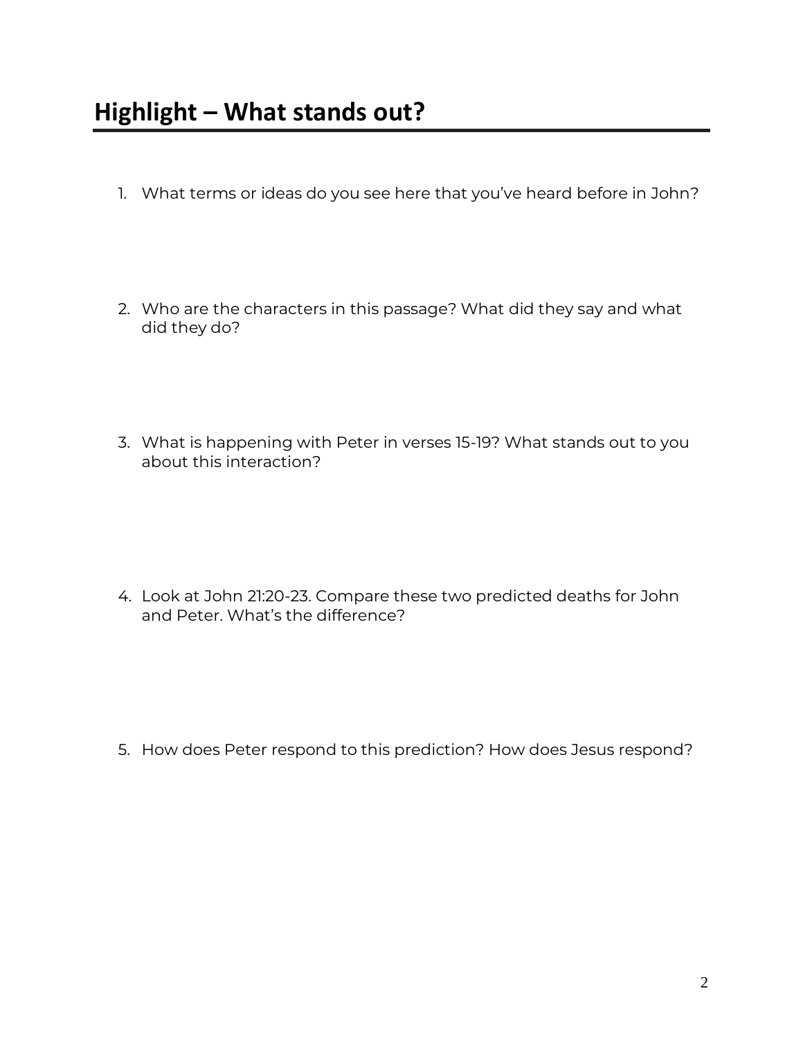## Highlight – What stands out?

1. What terms or ideas do you see here that you've heard before in John?

2. Who are the characters in this passage? What did they say and what did they do?

3. What is happening with Peter in verses 15-19? What stands out to you about this interaction?

4. Look at John 21:20-23. Compare these two predicted deaths for John and Peter. What's the difference?

5. How does Peter respond to this prediction? How does Jesus respond?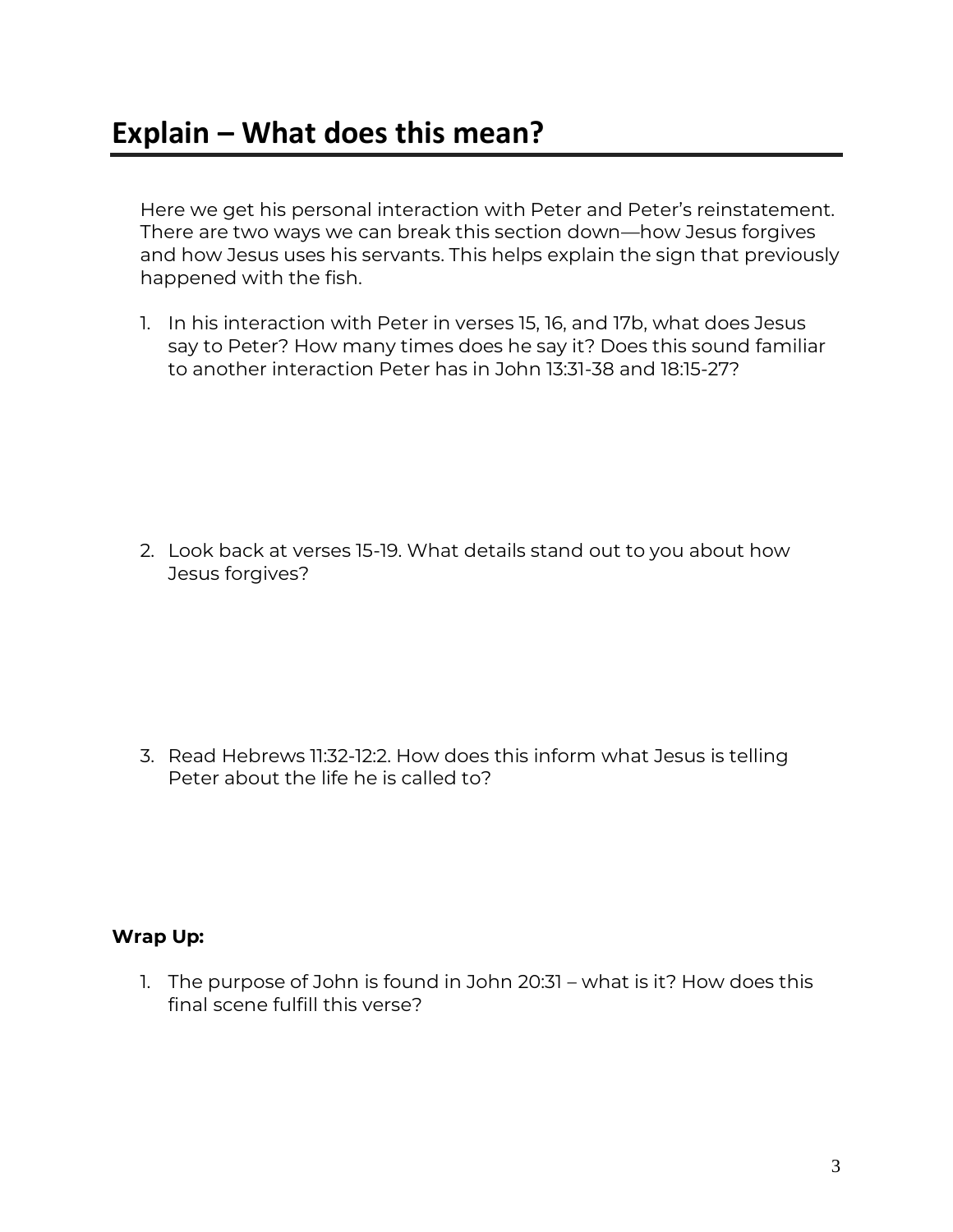# Explain – What does this mean?

Here we get his personal interaction with Peter and Peter's reinstatement. There are two ways we can break this section down—how Jesus forgives and how Jesus uses his servants. This helps explain the sign that previously happened with the fish.

1. In his interaction with Peter in verses 15, 16, and 17b, what does Jesus say to Peter? How many times does he say it? Does this sound familiar to another interaction Peter has in John 13:31-38 and 18:15-27?

2. Look back at verses 15-19. What details stand out to you about how Jesus forgives?

3. Read Hebrews 11:32-12:2. How does this inform what Jesus is telling Peter about the life he is called to?

**Wrap Up:**

1. The purpose of John is found in John 20:31 – what is it? How does this final scene fulfill this verse?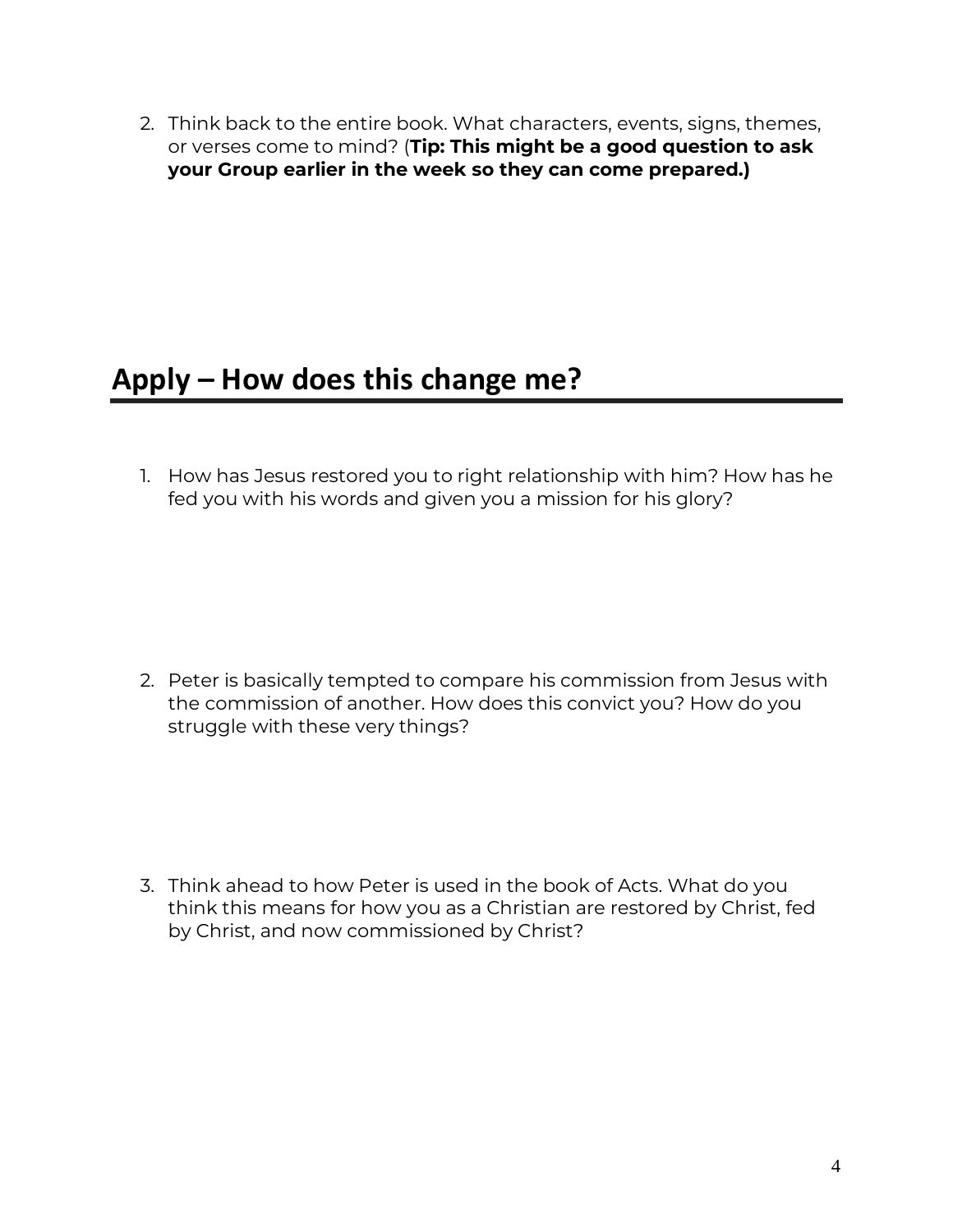2. Think back to the entire book. What characters, events, signs, themes, or verses come to mind? (**Tip: This might be a good question to ask your Group earlier in the week so they can come prepared.)**

## Apply – How does this change me?

1. How has Jesus restored you to right relationship with him? How has he fed you with his words and given you a mission for his glory?

2. Peter is basically tempted to compare his commission from Jesus with the commission of another. How does this convict you? How do you struggle with these very things?

3. Think ahead to how Peter is used in the book of Acts. What do you think this means for how you as a Christian are restored by Christ, fed by Christ, and now commissioned by Christ?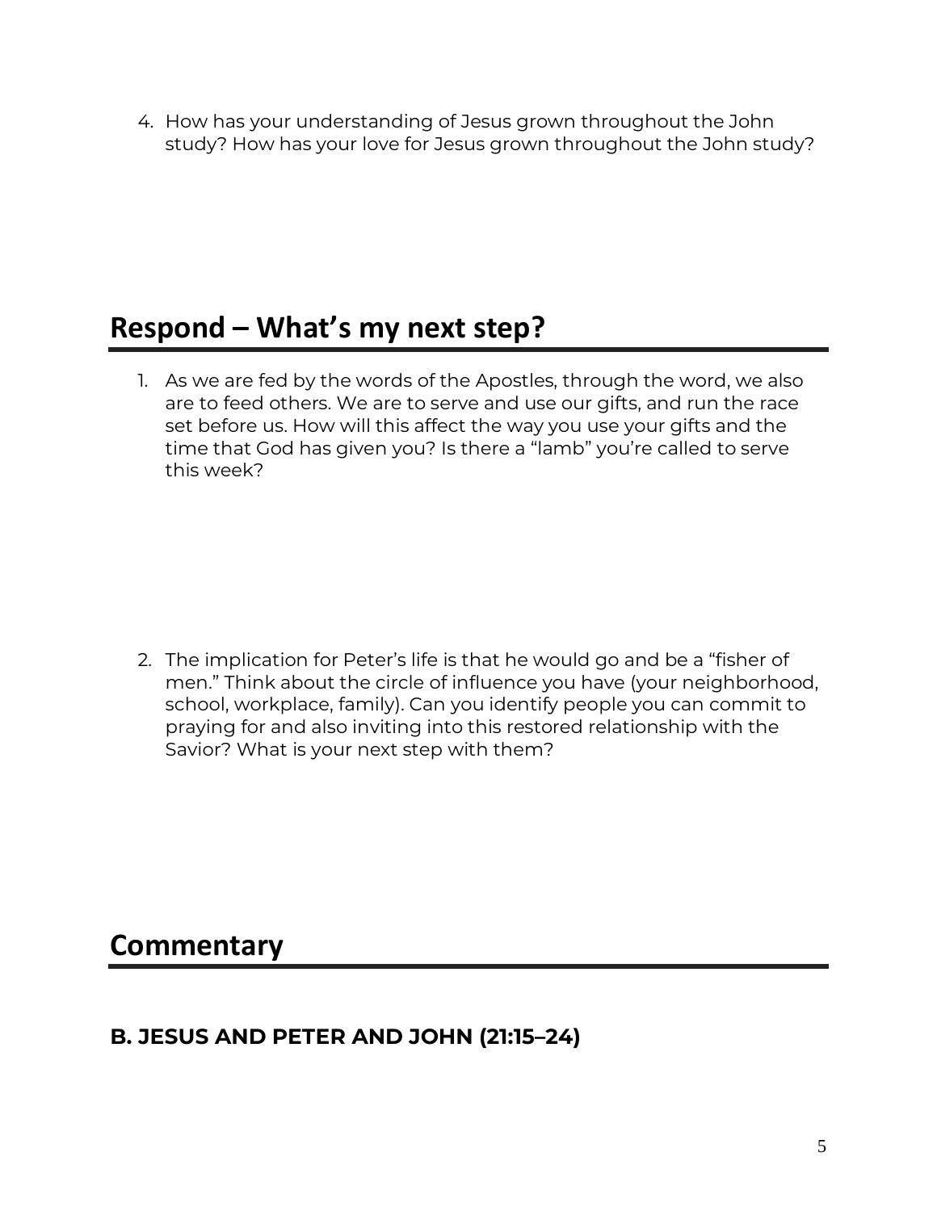4. How has your understanding of Jesus grown throughout the John study? How has your love for Jesus grown throughout the John study?

## Respond – What's my next step?

1. As we are fed by the words of the Apostles, through the word, we also are to feed others. We are to serve and use our gifts, and run the race set before us. How will this affect the way you use your gifts and the time that God has given you? Is there a "lamb" you're called to serve this week?

2. The implication for Peter's life is that he would go and be a "fisher of men." Think about the circle of influence you have (your neighborhood, school, workplace, family). Can you identify people you can commit to praying for and also inviting into this restored relationship with the Savior? What is your next step with them?

## Commentary

### B. JESUS AND PETER AND JOHN (21:15–24)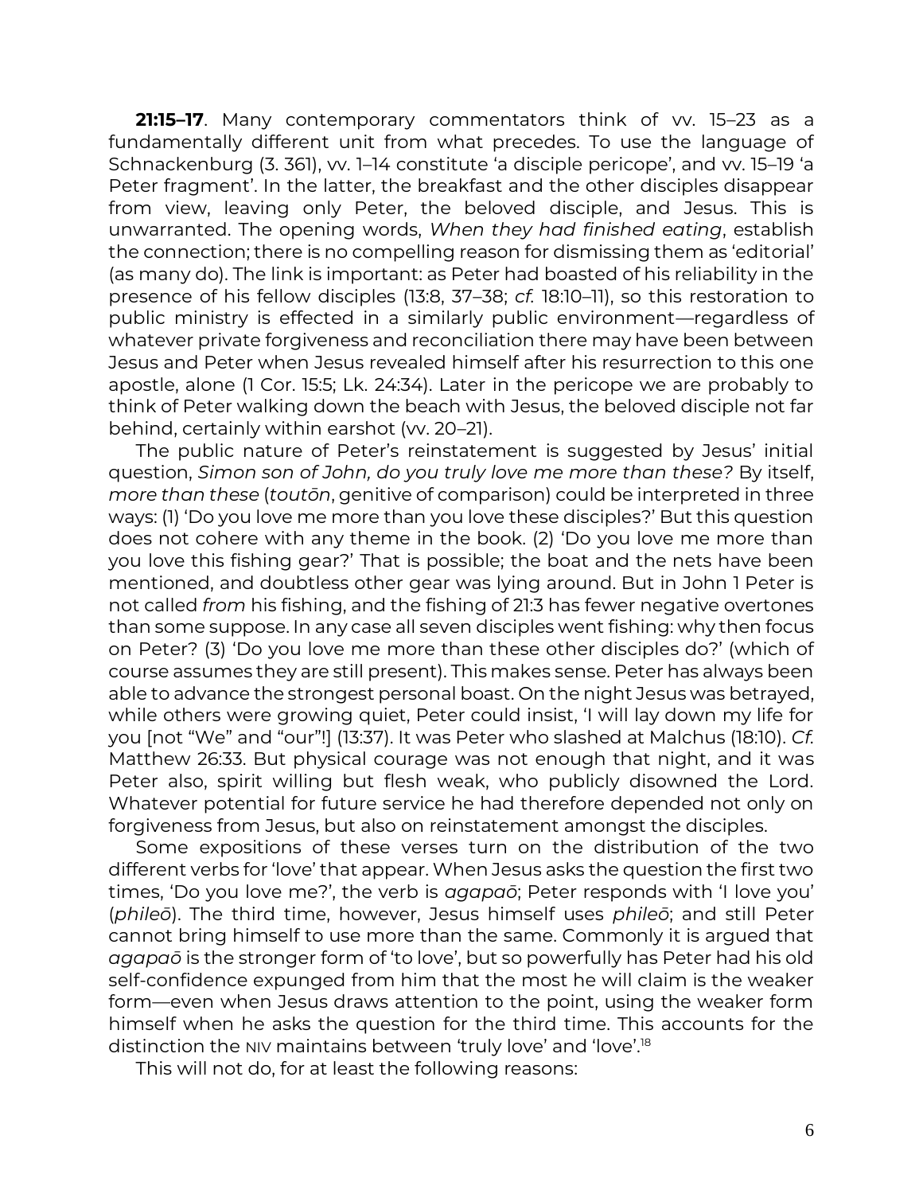**21:15–17**. Many contemporary commentators think of vv. 15–23 as a fundamentally different unit from what precedes. To use the language of Schnackenburg (3. 361), vv. 1–14 constitute 'a disciple pericope', and vv. 15–19 'a Peter fragment'. In the latter, the breakfast and the other disciples disappear from view, leaving only Peter, the beloved disciple, and Jesus. This is unwarranted. The opening words, *When they had finished eating*, establish the connection; there is no compelling reason for dismissing them as 'editorial' (as many do). The link is important: as Peter had boasted of his reliability in the presence of his fellow disciples (13:8, 37–38; *cf.* 18:10–11), so this restoration to public ministry is effected in a similarly public environment—regardless of whatever private forgiveness and reconciliation there may have been between Jesus and Peter when Jesus revealed himself after his resurrection to this one apostle, alone (1 Cor. 15:5; Lk. 24:34). Later in the pericope we are probably to think of Peter walking down the beach with Jesus, the beloved disciple not far behind, certainly within earshot (vv. 20–21).

The public nature of Peter's reinstatement is suggested by Jesus' initial question, *Simon son of John, do you truly love me more than these?* By itself, *more than these* (*toutōn*, genitive of comparison) could be interpreted in three ways: (1) 'Do you love me more than you love these disciples?' But this question does not cohere with any theme in the book. (2) 'Do you love me more than you love this fishing gear?' That is possible; the boat and the nets have been mentioned, and doubtless other gear was lying around. But in John 1 Peter is not called *from* his fishing, and the fishing of 21:3 has fewer negative overtones than some suppose. In any case all seven disciples went fishing: why then focus on Peter? (3) 'Do you love me more than these other disciples do?' (which of course assumes they are still present). This makes sense. Peter has always been able to advance the strongest personal boast. On the night Jesus was betrayed, while others were growing quiet, Peter could insist, 'I will lay down my life for you [not "We" and "our"!] (13:37). It was Peter who slashed at Malchus (18:10). *Cf.* Matthew 26:33. But physical courage was not enough that night, and it was Peter also, spirit willing but flesh weak, who publicly disowned the Lord. Whatever potential for future service he had therefore depended not only on forgiveness from Jesus, but also on reinstatement amongst the disciples.

Some expositions of these verses turn on the distribution of the two different verbs for 'love' that appear. When Jesus asks the question the first two times, 'Do you love me?', the verb is *agapaō*; Peter responds with 'I love you' (*phileō*). The third time, however, Jesus himself uses *phileō*; and still Peter cannot bring himself to use more than the same. Commonly it is argued that *agapaō* is the stronger form of 'to love', but so powerfully has Peter had his old self-confidence expunged from him that the most he will claim is the weaker form—even when Jesus draws attention to the point, using the weaker form himself when he asks the question for the third time. This accounts for the distinction the NIV maintains between 'truly love' and 'love'.[18]

This will not do, for at least the following reasons: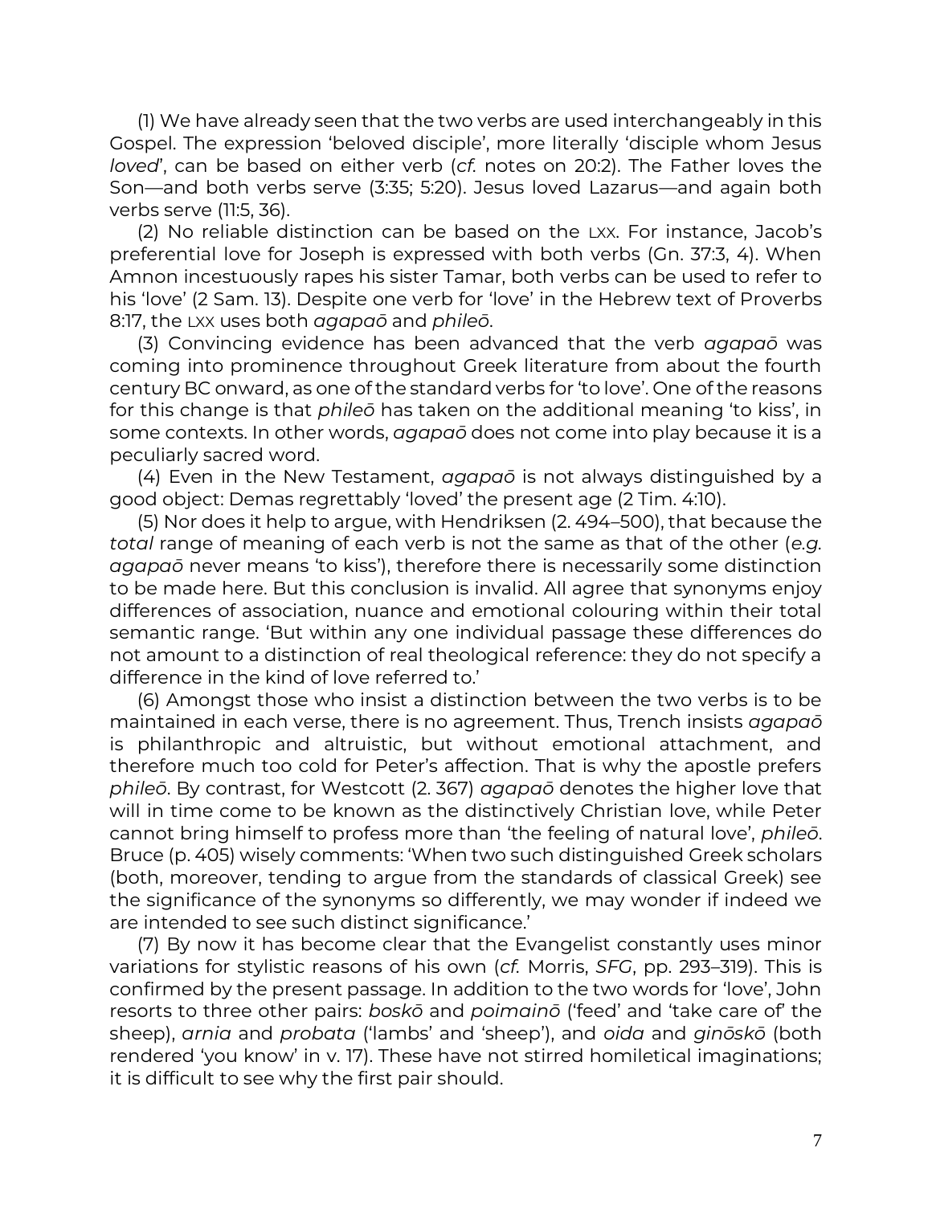(1) We have already seen that the two verbs are used interchangeably in this Gospel. The expression 'beloved disciple', more literally 'disciple whom Jesus *loved*', can be based on either verb (*cf.* notes on 20:2). The Father loves the Son—and both verbs serve (3:35; 5:20). Jesus loved Lazarus—and again both verbs serve (11:5, 36).

(2) No reliable distinction can be based on the LXX. For instance, Jacob's preferential love for Joseph is expressed with both verbs (Gn. 37:3, 4). When Amnon incestuously rapes his sister Tamar, both verbs can be used to refer to his 'love' (2 Sam. 13). Despite one verb for 'love' in the Hebrew text of Proverbs 8:17, the LXX uses both *agapaō* and *phileō*.

(3) Convincing evidence has been advanced that the verb *agapaō* was coming into prominence throughout Greek literature from about the fourth century BC onward, as one of the standard verbs for 'to love'. One of the reasons for this change is that *phileō* has taken on the additional meaning 'to kiss', in some contexts. In other words, *agapaō* does not come into play because it is a peculiarly sacred word.

(4) Even in the New Testament, *agapaō* is not always distinguished by a good object: Demas regrettably 'loved' the present age (2 Tim. 4:10).

(5) Nor does it help to argue, with Hendriksen (2. 494–500), that because the *total* range of meaning of each verb is not the same as that of the other (*e.g.* *agapaō* never means 'to kiss'), therefore there is necessarily some distinction to be made here. But this conclusion is invalid. All agree that synonyms enjoy differences of association, nuance and emotional colouring within their total semantic range. 'But within any one individual passage these differences do not amount to a distinction of real theological reference: they do not specify a difference in the kind of love referred to.'

(6) Amongst those who insist a distinction between the two verbs is to be maintained in each verse, there is no agreement. Thus, Trench insists *agapaō* is philanthropic and altruistic, but without emotional attachment, and therefore much too cold for Peter's affection. That is why the apostle prefers *phileō*. By contrast, for Westcott (2. 367) *agapaō* denotes the higher love that will in time come to be known as the distinctively Christian love, while Peter cannot bring himself to profess more than 'the feeling of natural love', *phileō*. Bruce (p. 405) wisely comments: 'When two such distinguished Greek scholars (both, moreover, tending to argue from the standards of classical Greek) see the significance of the synonyms so differently, we may wonder if indeed we are intended to see such distinct significance.'

(7) By now it has become clear that the Evangelist constantly uses minor variations for stylistic reasons of his own (*cf.* Morris, *SFG*, pp. 293–319). This is confirmed by the present passage. In addition to the two words for 'love', John resorts to three other pairs: *boskō* and *poimainō* ('feed' and 'take care of' the sheep), *arnia* and *probata* ('lambs' and 'sheep'), and *oida* and *ginōskō* (both rendered 'you know' in v. 17). These have not stirred homiletical imaginations; it is difficult to see why the first pair should.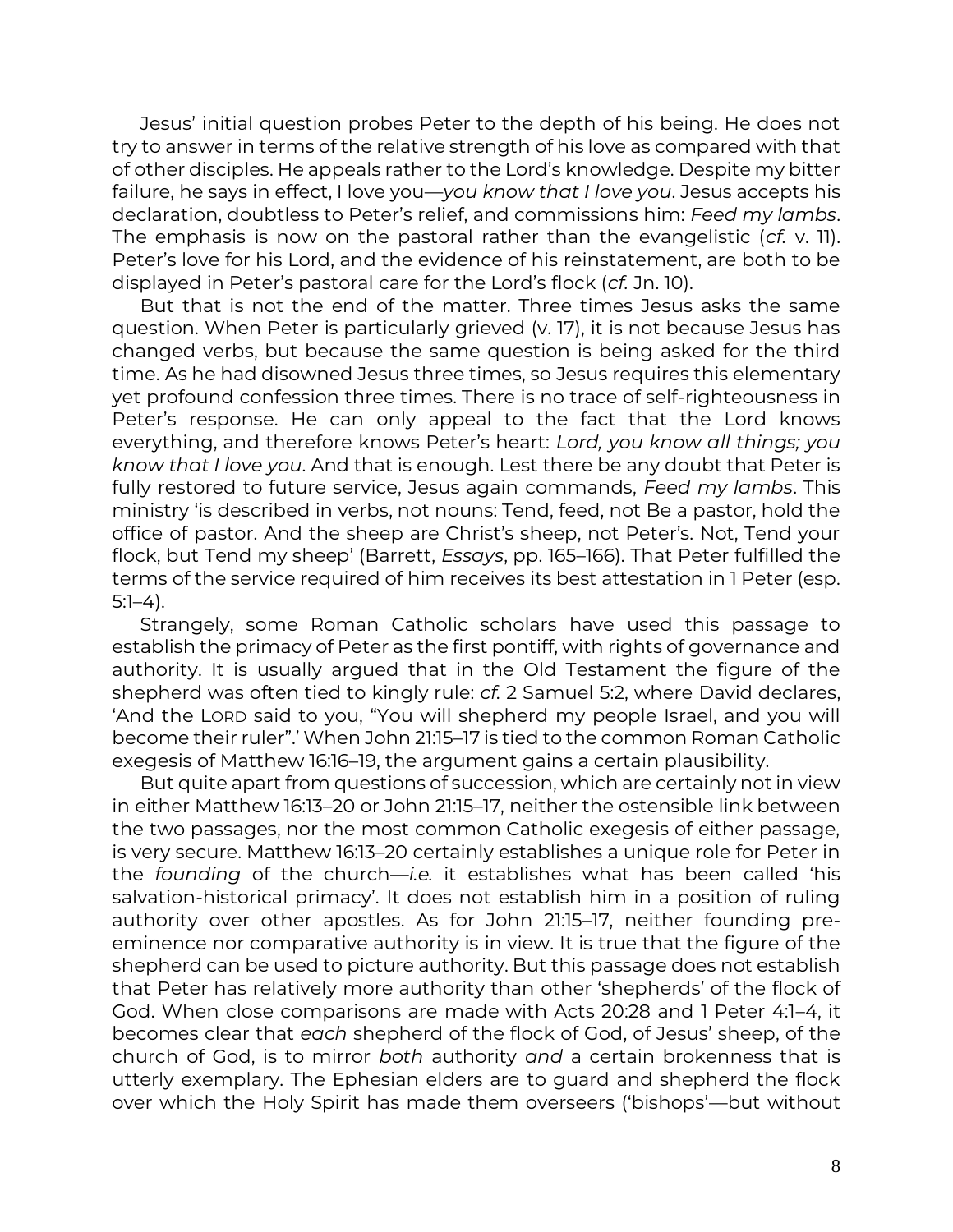Jesus' initial question probes Peter to the depth of his being. He does not try to answer in terms of the relative strength of his love as compared with that of other disciples. He appeals rather to the Lord's knowledge. Despite my bitter failure, he says in effect, I love you—*you know that I love you*. Jesus accepts his declaration, doubtless to Peter's relief, and commissions him: *Feed my lambs*. The emphasis is now on the pastoral rather than the evangelistic (*cf.* v. 11). Peter's love for his Lord, and the evidence of his reinstatement, are both to be displayed in Peter's pastoral care for the Lord's flock (*cf.* Jn. 10).

But that is not the end of the matter. Three times Jesus asks the same question. When Peter is particularly grieved (v. 17), it is not because Jesus has changed verbs, but because the same question is being asked for the third time. As he had disowned Jesus three times, so Jesus requires this elementary yet profound confession three times. There is no trace of self-righteousness in Peter's response. He can only appeal to the fact that the Lord knows everything, and therefore knows Peter's heart: *Lord, you know all things; you know that I love you*. And that is enough. Lest there be any doubt that Peter is fully restored to future service, Jesus again commands, *Feed my lambs*. This ministry 'is described in verbs, not nouns: Tend, feed, not Be a pastor, hold the office of pastor. And the sheep are Christ's sheep, not Peter's. Not, Tend your flock, but Tend my sheep' (Barrett, *Essays*, pp. 165–166). That Peter fulfilled the terms of the service required of him receives its best attestation in 1 Peter (esp. 5:1–4).

Strangely, some Roman Catholic scholars have used this passage to establish the primacy of Peter as the first pontiff, with rights of governance and authority. It is usually argued that in the Old Testament the figure of the shepherd was often tied to kingly rule: *cf.* 2 Samuel 5:2, where David declares, 'And the LORD said to you, "You will shepherd my people Israel, and you will become their ruler".' When John 21:15–17 is tied to the common Roman Catholic exegesis of Matthew 16:16–19, the argument gains a certain plausibility.

But quite apart from questions of succession, which are certainly not in view in either Matthew 16:13–20 or John 21:15–17, neither the ostensible link between the two passages, nor the most common Catholic exegesis of either passage, is very secure. Matthew 16:13–20 certainly establishes a unique role for Peter in the *founding* of the church—*i.e.* it establishes what has been called 'his salvation-historical primacy'. It does not establish him in a position of ruling authority over other apostles. As for John 21:15–17, neither founding pre-eminence nor comparative authority is in view. It is true that the figure of the shepherd can be used to picture authority. But this passage does not establish that Peter has relatively more authority than other 'shepherds' of the flock of God. When close comparisons are made with Acts 20:28 and 1 Peter 4:1–4, it becomes clear that *each* shepherd of the flock of God, of Jesus' sheep, of the church of God, is to mirror *both* authority *and* a certain brokenness that is utterly exemplary. The Ephesian elders are to guard and shepherd the flock over which the Holy Spirit has made them overseers ('bishops'—but without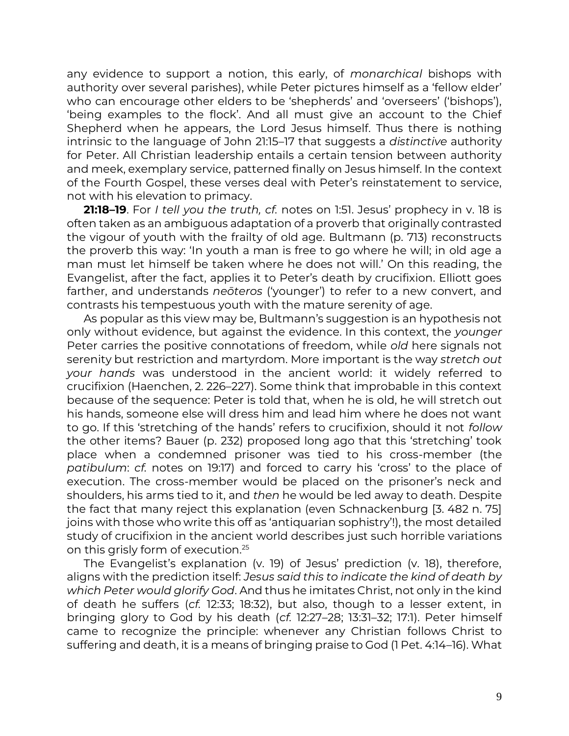any evidence to support a notion, this early, of *monarchical* bishops with authority over several parishes), while Peter pictures himself as a 'fellow elder' who can encourage other elders to be 'shepherds' and 'overseers' ('bishops'), 'being examples to the flock'. And all must give an account to the Chief Shepherd when he appears, the Lord Jesus himself. Thus there is nothing intrinsic to the language of John 21:15–17 that suggests a *distinctive* authority for Peter. All Christian leadership entails a certain tension between authority and meek, exemplary service, patterned finally on Jesus himself. In the context of the Fourth Gospel, these verses deal with Peter's reinstatement to service, not with his elevation to primacy.

**21:18–19**. For *I tell you the truth, cf.* notes on 1:51. Jesus' prophecy in v. 18 is often taken as an ambiguous adaptation of a proverb that originally contrasted the vigour of youth with the frailty of old age. Bultmann (p. 713) reconstructs the proverb this way: 'In youth a man is free to go where he will; in old age a man must let himself be taken where he does not will.' On this reading, the Evangelist, after the fact, applies it to Peter's death by crucifixion. Elliott goes farther, and understands *neōteros* ('younger') to refer to a new convert, and contrasts his tempestuous youth with the mature serenity of age.

As popular as this view may be, Bultmann's suggestion is an hypothesis not only without evidence, but against the evidence. In this context, the *younger* Peter carries the positive connotations of freedom, while *old* here signals not serenity but restriction and martyrdom. More important is the way *stretch out your hands* was understood in the ancient world: it widely referred to crucifixion (Haenchen, 2. 226–227). Some think that improbable in this context because of the sequence: Peter is told that, when he is old, he will stretch out his hands, someone else will dress him and lead him where he does not want to go. If this 'stretching of the hands' refers to crucifixion, should it not *follow* the other items? Bauer (p. 232) proposed long ago that this 'stretching' took place when a condemned prisoner was tied to his cross-member (the *patibulum*: *cf.* notes on 19:17) and forced to carry his 'cross' to the place of execution. The cross-member would be placed on the prisoner's neck and shoulders, his arms tied to it, and *then* he would be led away to death. Despite the fact that many reject this explanation (even Schnackenburg [3. 482 n. 75] joins with those who write this off as 'antiquarian sophistry'!), the most detailed study of crucifixion in the ancient world describes just such horrible variations on this grisly form of execution.[25]

The Evangelist's explanation (v. 19) of Jesus' prediction (v. 18), therefore, aligns with the prediction itself: *Jesus said this to indicate the kind of death by which Peter would glorify God*. And thus he imitates Christ, not only in the kind of death he suffers (*cf.* 12:33; 18:32), but also, though to a lesser extent, in bringing glory to God by his death (*cf.* 12:27–28; 13:31–32; 17:1). Peter himself came to recognize the principle: whenever any Christian follows Christ to suffering and death, it is a means of bringing praise to God (1 Pet. 4:14–16). What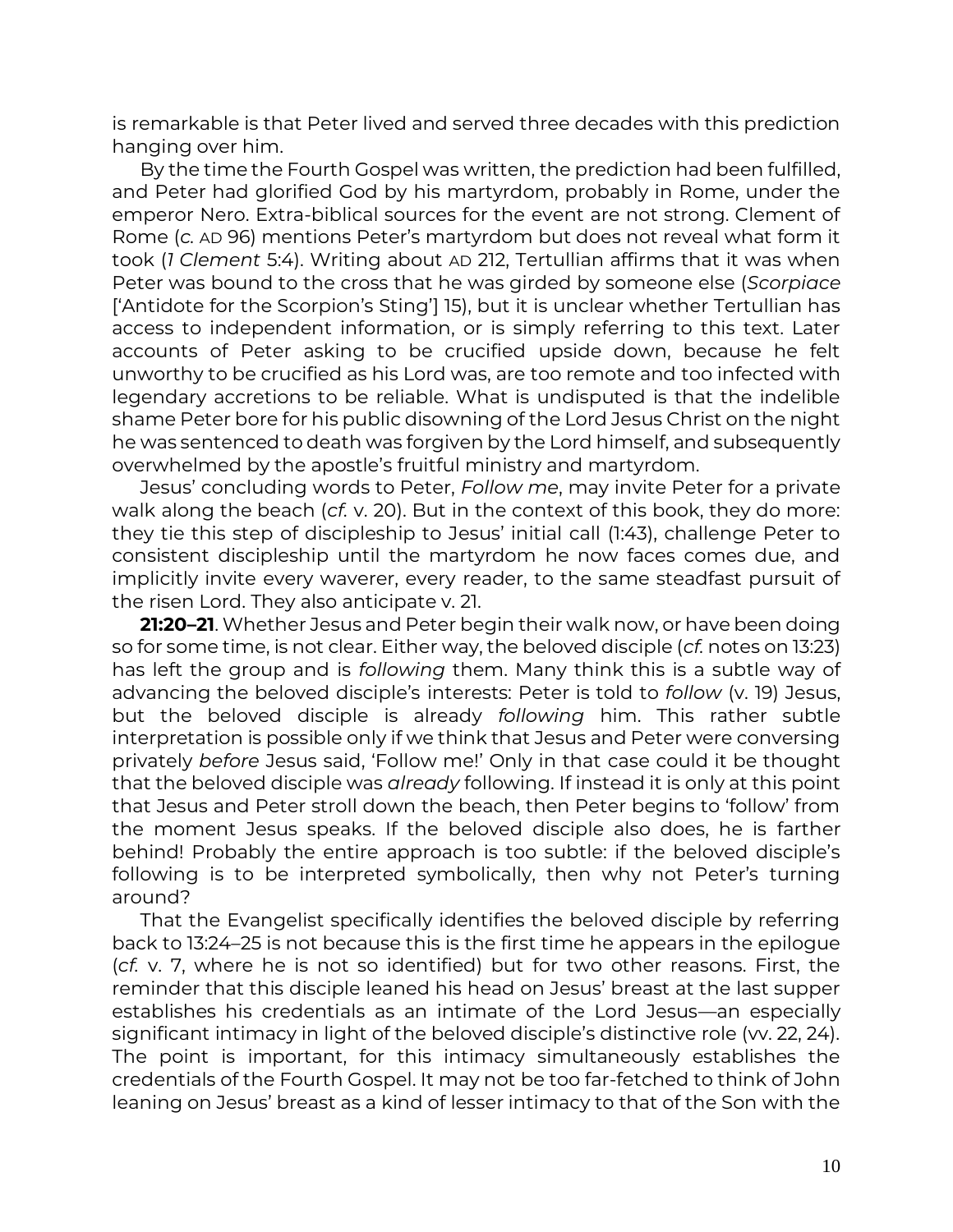is remarkable is that Peter lived and served three decades with this prediction hanging over him.

By the time the Fourth Gospel was written, the prediction had been fulfilled, and Peter had glorified God by his martyrdom, probably in Rome, under the emperor Nero. Extra-biblical sources for the event are not strong. Clement of Rome (*c.* AD 96) mentions Peter's martyrdom but does not reveal what form it took (*1 Clement* 5:4). Writing about AD 212, Tertullian affirms that it was when Peter was bound to the cross that he was girded by someone else (*Scorpiace* ['Antidote for the Scorpion's Sting'] 15), but it is unclear whether Tertullian has access to independent information, or is simply referring to this text. Later accounts of Peter asking to be crucified upside down, because he felt unworthy to be crucified as his Lord was, are too remote and too infected with legendary accretions to be reliable. What is undisputed is that the indelible shame Peter bore for his public disowning of the Lord Jesus Christ on the night he was sentenced to death was forgiven by the Lord himself, and subsequently overwhelmed by the apostle's fruitful ministry and martyrdom.

Jesus' concluding words to Peter, *Follow me*, may invite Peter for a private walk along the beach (*cf.* v. 20). But in the context of this book, they do more: they tie this step of discipleship to Jesus' initial call (1:43), challenge Peter to consistent discipleship until the martyrdom he now faces comes due, and implicitly invite every waverer, every reader, to the same steadfast pursuit of the risen Lord. They also anticipate v. 21.

**21:20–21**. Whether Jesus and Peter begin their walk now, or have been doing so for some time, is not clear. Either way, the beloved disciple (*cf.* notes on 13:23) has left the group and is *following* them. Many think this is a subtle way of advancing the beloved disciple's interests: Peter is told to *follow* (v. 19) Jesus, but the beloved disciple is already *following* him. This rather subtle interpretation is possible only if we think that Jesus and Peter were conversing privately *before* Jesus said, 'Follow me!' Only in that case could it be thought that the beloved disciple was *already* following. If instead it is only at this point that Jesus and Peter stroll down the beach, then Peter begins to 'follow' from the moment Jesus speaks. If the beloved disciple also does, he is farther behind! Probably the entire approach is too subtle: if the beloved disciple's following is to be interpreted symbolically, then why not Peter's turning around?

That the Evangelist specifically identifies the beloved disciple by referring back to 13:24–25 is not because this is the first time he appears in the epilogue (*cf.* v. 7, where he is not so identified) but for two other reasons. First, the reminder that this disciple leaned his head on Jesus' breast at the last supper establishes his credentials as an intimate of the Lord Jesus—an especially significant intimacy in light of the beloved disciple's distinctive role (vv. 22, 24). The point is important, for this intimacy simultaneously establishes the credentials of the Fourth Gospel. It may not be too far-fetched to think of John leaning on Jesus' breast as a kind of lesser intimacy to that of the Son with the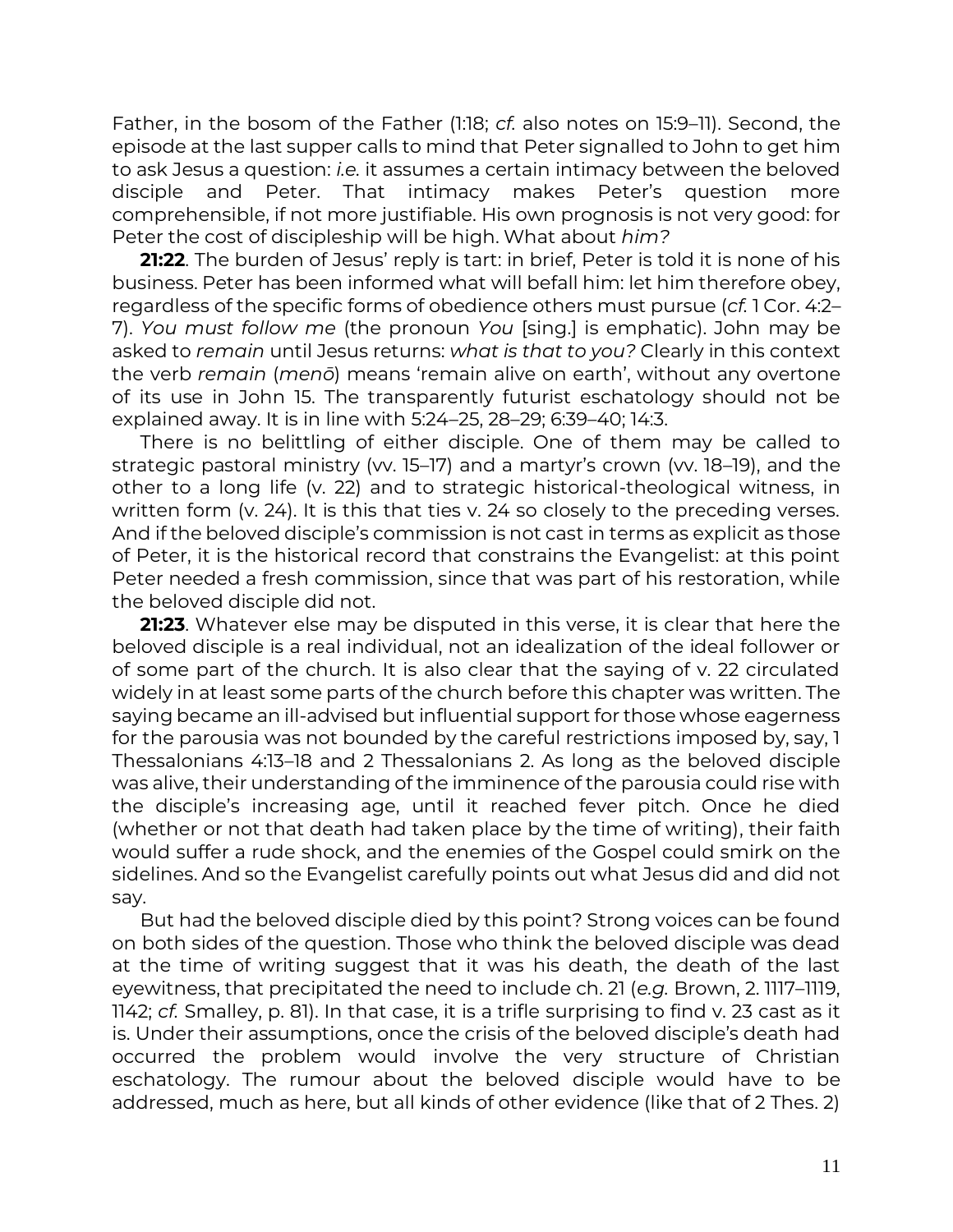Father, in the bosom of the Father (1:18; *cf.* also notes on 15:9–11). Second, the episode at the last supper calls to mind that Peter signalled to John to get him to ask Jesus a question: *i.e.* it assumes a certain intimacy between the beloved disciple and Peter. That intimacy makes Peter's question more comprehensible, if not more justifiable. His own prognosis is not very good: for Peter the cost of discipleship will be high. What about *him?*

**21:22**. The burden of Jesus' reply is tart: in brief, Peter is told it is none of his business. Peter has been informed what will befall him: let him therefore obey, regardless of the specific forms of obedience others must pursue (*cf.* 1 Cor. 4:2–7). *You must follow me* (the pronoun *You* [sing.] is emphatic). John may be asked to *remain* until Jesus returns: *what is that to you?* Clearly in this context the verb *remain* (*menō*) means 'remain alive on earth', without any overtone of its use in John 15. The transparently futurist eschatology should not be explained away. It is in line with 5:24–25, 28–29; 6:39–40; 14:3.

There is no belittling of either disciple. One of them may be called to strategic pastoral ministry (vv. 15–17) and a martyr's crown (vv. 18–19), and the other to a long life (v. 22) and to strategic historical-theological witness, in written form (v. 24). It is this that ties v. 24 so closely to the preceding verses. And if the beloved disciple's commission is not cast in terms as explicit as those of Peter, it is the historical record that constrains the Evangelist: at this point Peter needed a fresh commission, since that was part of his restoration, while the beloved disciple did not.

**21:23**. Whatever else may be disputed in this verse, it is clear that here the beloved disciple is a real individual, not an idealization of the ideal follower or of some part of the church. It is also clear that the saying of v. 22 circulated widely in at least some parts of the church before this chapter was written. The saying became an ill-advised but influential support for those whose eagerness for the parousia was not bounded by the careful restrictions imposed by, say, 1 Thessalonians 4:13–18 and 2 Thessalonians 2. As long as the beloved disciple was alive, their understanding of the imminence of the parousia could rise with the disciple's increasing age, until it reached fever pitch. Once he died (whether or not that death had taken place by the time of writing), their faith would suffer a rude shock, and the enemies of the Gospel could smirk on the sidelines. And so the Evangelist carefully points out what Jesus did and did not say.

But had the beloved disciple died by this point? Strong voices can be found on both sides of the question. Those who think the beloved disciple was dead at the time of writing suggest that it was his death, the death of the last eyewitness, that precipitated the need to include ch. 21 (*e.g.* Brown, 2. 1117–1119, 1142; *cf.* Smalley, p. 81). In that case, it is a trifle surprising to find v. 23 cast as it is. Under their assumptions, once the crisis of the beloved disciple's death had occurred the problem would involve the very structure of Christian eschatology. The rumour about the beloved disciple would have to be addressed, much as here, but all kinds of other evidence (like that of 2 Thes. 2)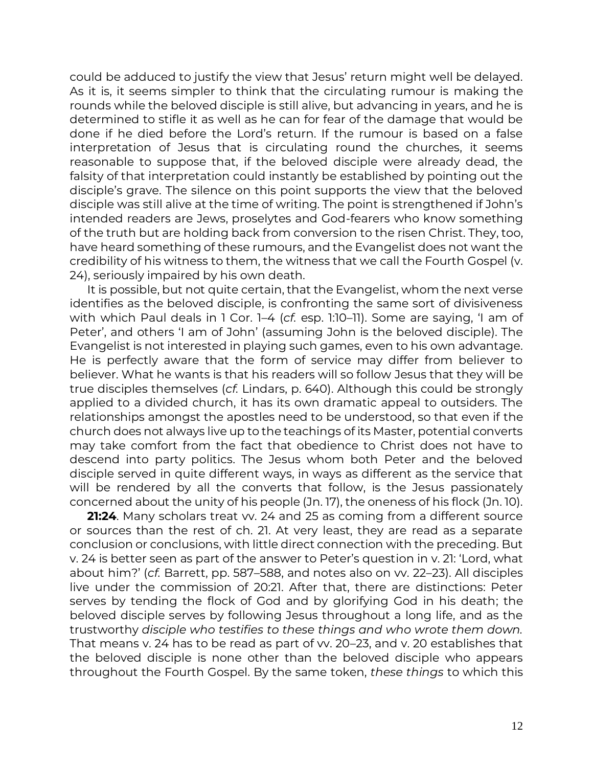could be adduced to justify the view that Jesus' return might well be delayed. As it is, it seems simpler to think that the circulating rumour is making the rounds while the beloved disciple is still alive, but advancing in years, and he is determined to stifle it as well as he can for fear of the damage that would be done if he died before the Lord's return. If the rumour is based on a false interpretation of Jesus that is circulating round the churches, it seems reasonable to suppose that, if the beloved disciple were already dead, the falsity of that interpretation could instantly be established by pointing out the disciple's grave. The silence on this point supports the view that the beloved disciple was still alive at the time of writing. The point is strengthened if John's intended readers are Jews, proselytes and God-fearers who know something of the truth but are holding back from conversion to the risen Christ. They, too, have heard something of these rumours, and the Evangelist does not want the credibility of his witness to them, the witness that we call the Fourth Gospel (v. 24), seriously impaired by his own death.

It is possible, but not quite certain, that the Evangelist, whom the next verse identifies as the beloved disciple, is confronting the same sort of divisiveness with which Paul deals in 1 Cor. 1–4 (*cf.* esp. 1:10–11). Some are saying, 'I am of Peter', and others 'I am of John' (assuming John is the beloved disciple). The Evangelist is not interested in playing such games, even to his own advantage. He is perfectly aware that the form of service may differ from believer to believer. What he wants is that his readers will so follow Jesus that they will be true disciples themselves (*cf.* Lindars, p. 640). Although this could be strongly applied to a divided church, it has its own dramatic appeal to outsiders. The relationships amongst the apostles need to be understood, so that even if the church does not always live up to the teachings of its Master, potential converts may take comfort from the fact that obedience to Christ does not have to descend into party politics. The Jesus whom both Peter and the beloved disciple served in quite different ways, in ways as different as the service that will be rendered by all the converts that follow, is the Jesus passionately concerned about the unity of his people (Jn. 17), the oneness of his flock (Jn. 10).

**21:24**. Many scholars treat vv. 24 and 25 as coming from a different source or sources than the rest of ch. 21. At very least, they are read as a separate conclusion or conclusions, with little direct connection with the preceding. But v. 24 is better seen as part of the answer to Peter's question in v. 21: 'Lord, what about him?' (*cf.* Barrett, pp. 587–588, and notes also on vv. 22–23). All disciples live under the commission of 20:21. After that, there are distinctions: Peter serves by tending the flock of God and by glorifying God in his death; the beloved disciple serves by following Jesus throughout a long life, and as the trustworthy *disciple who testifies to these things and who wrote them down*. That means v. 24 has to be read as part of vv. 20–23, and v. 20 establishes that the beloved disciple is none other than the beloved disciple who appears throughout the Fourth Gospel. By the same token, *these things* to which this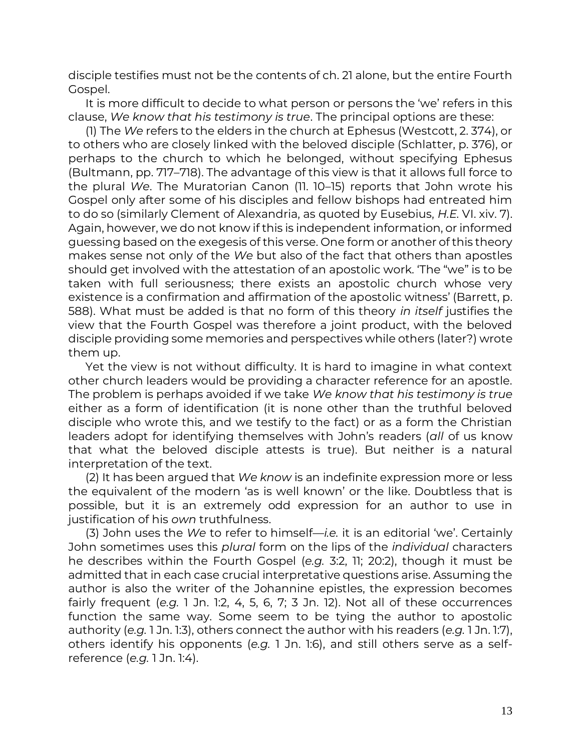disciple testifies must not be the contents of ch. 21 alone, but the entire Fourth Gospel.

It is more difficult to decide to what person or persons the 'we' refers in this clause, *We know that his testimony is true*. The principal options are these:

(1) The *We* refers to the elders in the church at Ephesus (Westcott, 2. 374), or to others who are closely linked with the beloved disciple (Schlatter, p. 376), or perhaps to the church to which he belonged, without specifying Ephesus (Bultmann, pp. 717–718). The advantage of this view is that it allows full force to the plural *We*. The Muratorian Canon (11. 10–15) reports that John wrote his Gospel only after some of his disciples and fellow bishops had entreated him to do so (similarly Clement of Alexandria, as quoted by Eusebius, *H.E.* VI. xiv. 7). Again, however, we do not know if this is independent information, or informed guessing based on the exegesis of this verse. One form or another of this theory makes sense not only of the *We* but also of the fact that others than apostles should get involved with the attestation of an apostolic work. 'The "we" is to be taken with full seriousness; there exists an apostolic church whose very existence is a confirmation and affirmation of the apostolic witness' (Barrett, p. 588). What must be added is that no form of this theory *in itself* justifies the view that the Fourth Gospel was therefore a joint product, with the beloved disciple providing some memories and perspectives while others (later?) wrote them up.

Yet the view is not without difficulty. It is hard to imagine in what context other church leaders would be providing a character reference for an apostle. The problem is perhaps avoided if we take *We know that his testimony is true* either as a form of identification (it is none other than the truthful beloved disciple who wrote this, and we testify to the fact) or as a form the Christian leaders adopt for identifying themselves with John's readers (*all* of us know that what the beloved disciple attests is true). But neither is a natural interpretation of the text.

(2) It has been argued that *We know* is an indefinite expression more or less the equivalent of the modern 'as is well known' or the like. Doubtless that is possible, but it is an extremely odd expression for an author to use in justification of his *own* truthfulness.

(3) John uses the *We* to refer to himself—*i.e.* it is an editorial 'we'. Certainly John sometimes uses this *plural* form on the lips of the *individual* characters he describes within the Fourth Gospel (*e.g.* 3:2, 11; 20:2), though it must be admitted that in each case crucial interpretative questions arise. Assuming the author is also the writer of the Johannine epistles, the expression becomes fairly frequent (*e.g.* 1 Jn. 1:2, 4, 5, 6, 7; 3 Jn. 12). Not all of these occurrences function the same way. Some seem to be tying the author to apostolic authority (*e.g.* 1 Jn. 1:3), others connect the author with his readers (*e.g.* 1 Jn. 1:7), others identify his opponents (*e.g.* 1 Jn. 1:6), and still others serve as a self-reference (*e.g.* 1 Jn. 1:4).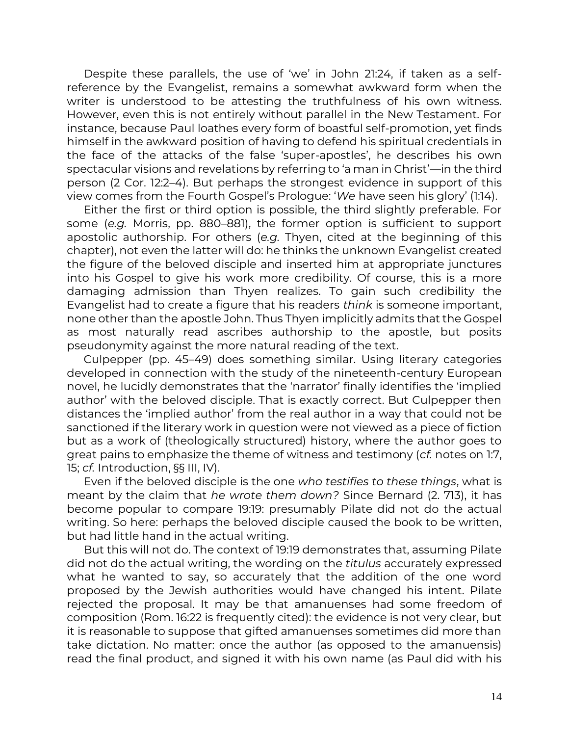Despite these parallels, the use of 'we' in John 21:24, if taken as a self-reference by the Evangelist, remains a somewhat awkward form when the writer is understood to be attesting the truthfulness of his own witness. However, even this is not entirely without parallel in the New Testament. For instance, because Paul loathes every form of boastful self-promotion, yet finds himself in the awkward position of having to defend his spiritual credentials in the face of the attacks of the false 'super-apostles', he describes his own spectacular visions and revelations by referring to 'a man in Christ'—in the third person (2 Cor. 12:2–4). But perhaps the strongest evidence in support of this view comes from the Fourth Gospel's Prologue: '*We* have seen his glory' (1:14).

Either the first or third option is possible, the third slightly preferable. For some (*e.g.* Morris, pp. 880–881), the former option is sufficient to support apostolic authorship. For others (*e.g.* Thyen, cited at the beginning of this chapter), not even the latter will do: he thinks the unknown Evangelist created the figure of the beloved disciple and inserted him at appropriate junctures into his Gospel to give his work more credibility. Of course, this is a more damaging admission than Thyen realizes. To gain such credibility the Evangelist had to create a figure that his readers *think* is someone important, none other than the apostle John. Thus Thyen implicitly admits that the Gospel as most naturally read ascribes authorship to the apostle, but posits pseudonymity against the more natural reading of the text.

Culpepper (pp. 45–49) does something similar. Using literary categories developed in connection with the study of the nineteenth-century European novel, he lucidly demonstrates that the 'narrator' finally identifies the 'implied author' with the beloved disciple. That is exactly correct. But Culpepper then distances the 'implied author' from the real author in a way that could not be sanctioned if the literary work in question were not viewed as a piece of fiction but as a work of (theologically structured) history, where the author goes to great pains to emphasize the theme of witness and testimony (*cf.* notes on 1:7, 15; *cf.* Introduction, §§ III, IV).

Even if the beloved disciple is the one *who testifies to these things*, what is meant by the claim that *he wrote them down?* Since Bernard (2. 713), it has become popular to compare 19:19: presumably Pilate did not do the actual writing. So here: perhaps the beloved disciple caused the book to be written, but had little hand in the actual writing.

But this will not do. The context of 19:19 demonstrates that, assuming Pilate did not do the actual writing, the wording on the *titulus* accurately expressed what he wanted to say, so accurately that the addition of the one word proposed by the Jewish authorities would have changed his intent. Pilate rejected the proposal. It may be that amanuenses had some freedom of composition (Rom. 16:22 is frequently cited): the evidence is not very clear, but it is reasonable to suppose that gifted amanuenses sometimes did more than take dictation. No matter: once the author (as opposed to the amanuensis) read the final product, and signed it with his own name (as Paul did with his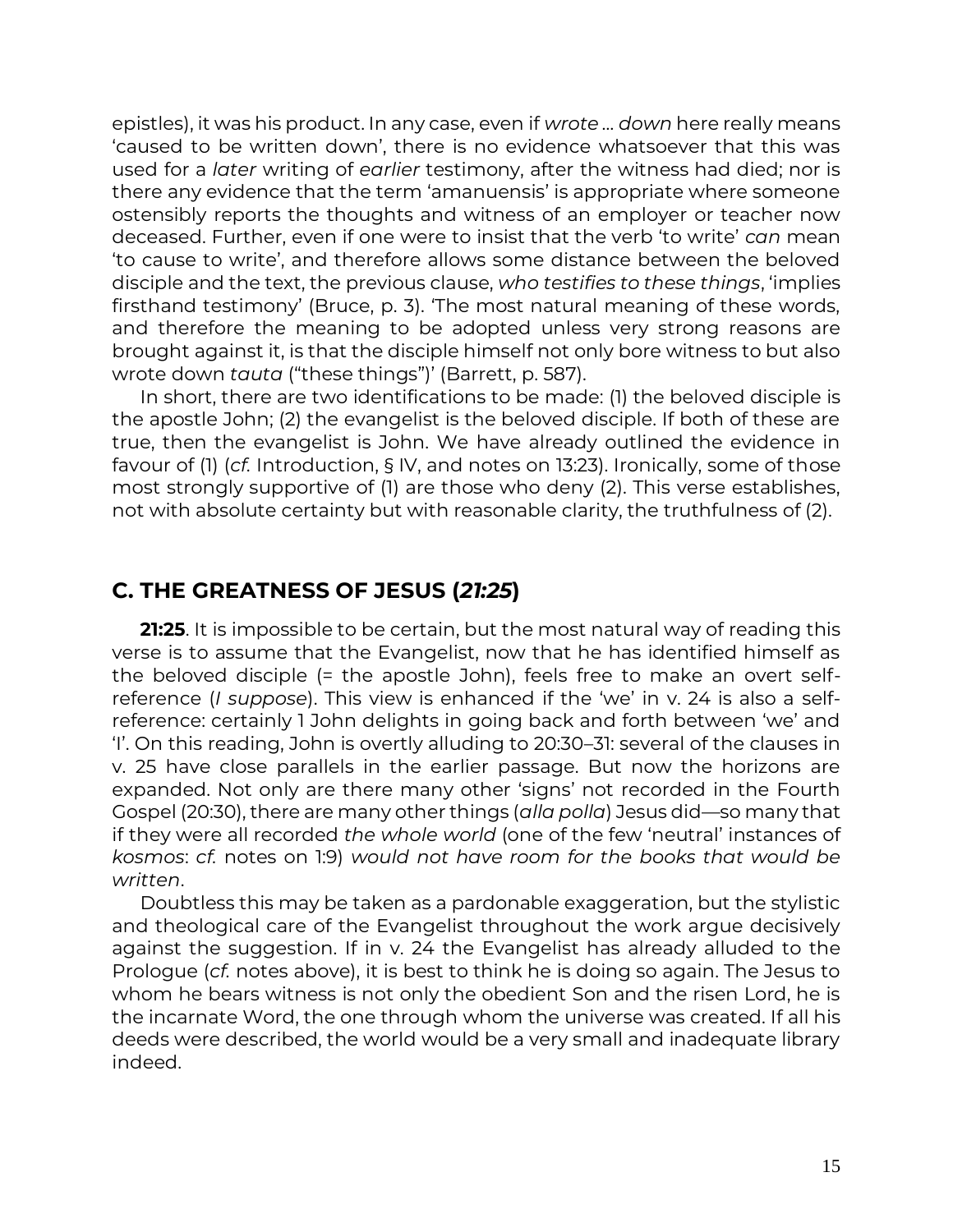epistles), it was his product. In any case, even if *wrote … down* here really means 'caused to be written down', there is no evidence whatsoever that this was used for a *later* writing of *earlier* testimony, after the witness had died; nor is there any evidence that the term 'amanuensis' is appropriate where someone ostensibly reports the thoughts and witness of an employer or teacher now deceased. Further, even if one were to insist that the verb 'to write' *can* mean 'to cause to write', and therefore allows some distance between the beloved disciple and the text, the previous clause, *who testifies to these things*, 'implies firsthand testimony' (Bruce, p. 3). 'The most natural meaning of these words, and therefore the meaning to be adopted unless very strong reasons are brought against it, is that the disciple himself not only bore witness to but also wrote down *tauta* ("these things")' (Barrett, p. 587).

In short, there are two identifications to be made: (1) the beloved disciple is the apostle John; (2) the evangelist is the beloved disciple. If both of these are true, then the evangelist is John. We have already outlined the evidence in favour of (1) (*cf.* Introduction, § IV, and notes on 13:23). Ironically, some of those most strongly supportive of (1) are those who deny (2). This verse establishes, not with absolute certainty but with reasonable clarity, the truthfulness of (2).

## C. THE GREATNESS OF JESUS (*21:25*)

**21:25**. It is impossible to be certain, but the most natural way of reading this verse is to assume that the Evangelist, now that he has identified himself as the beloved disciple (= the apostle John), feels free to make an overt self-reference (*I suppose*). This view is enhanced if the 'we' in v. 24 is also a self-reference: certainly 1 John delights in going back and forth between 'we' and 'I'. On this reading, John is overtly alluding to 20:30–31: several of the clauses in v. 25 have close parallels in the earlier passage. But now the horizons are expanded. Not only are there many other 'signs' not recorded in the Fourth Gospel (20:30), there are many other things (*alla polla*) Jesus did—so many that if they were all recorded *the whole world* (one of the few 'neutral' instances of *kosmos*: *cf.* notes on 1:9) *would not have room for the books that would be written*.

Doubtless this may be taken as a pardonable exaggeration, but the stylistic and theological care of the Evangelist throughout the work argue decisively against the suggestion. If in v. 24 the Evangelist has already alluded to the Prologue (*cf.* notes above), it is best to think he is doing so again. The Jesus to whom he bears witness is not only the obedient Son and the risen Lord, he is the incarnate Word, the one through whom the universe was created. If all his deeds were described, the world would be a very small and inadequate library indeed.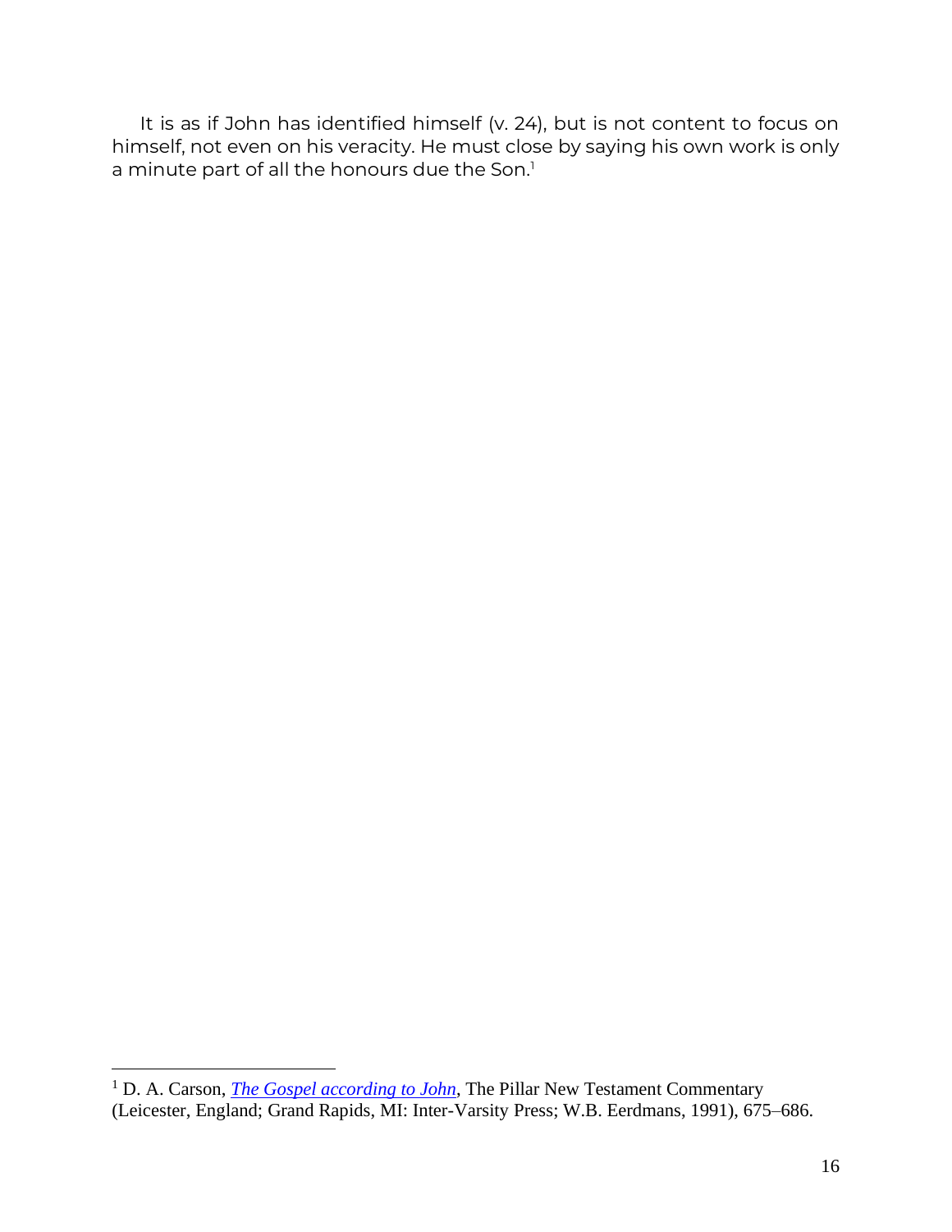It is as if John has identified himself (v. 24), but is not content to focus on himself, not even on his veracity. He must close by saying his own work is only a minute part of all the honours due the Son.[1]

---

[1] D. A. Carson, *The Gospel according to John*, The Pillar New Testament Commentary (Leicester, England; Grand Rapids, MI: Inter-Varsity Press; W.B. Eerdmans, 1991), 675–686.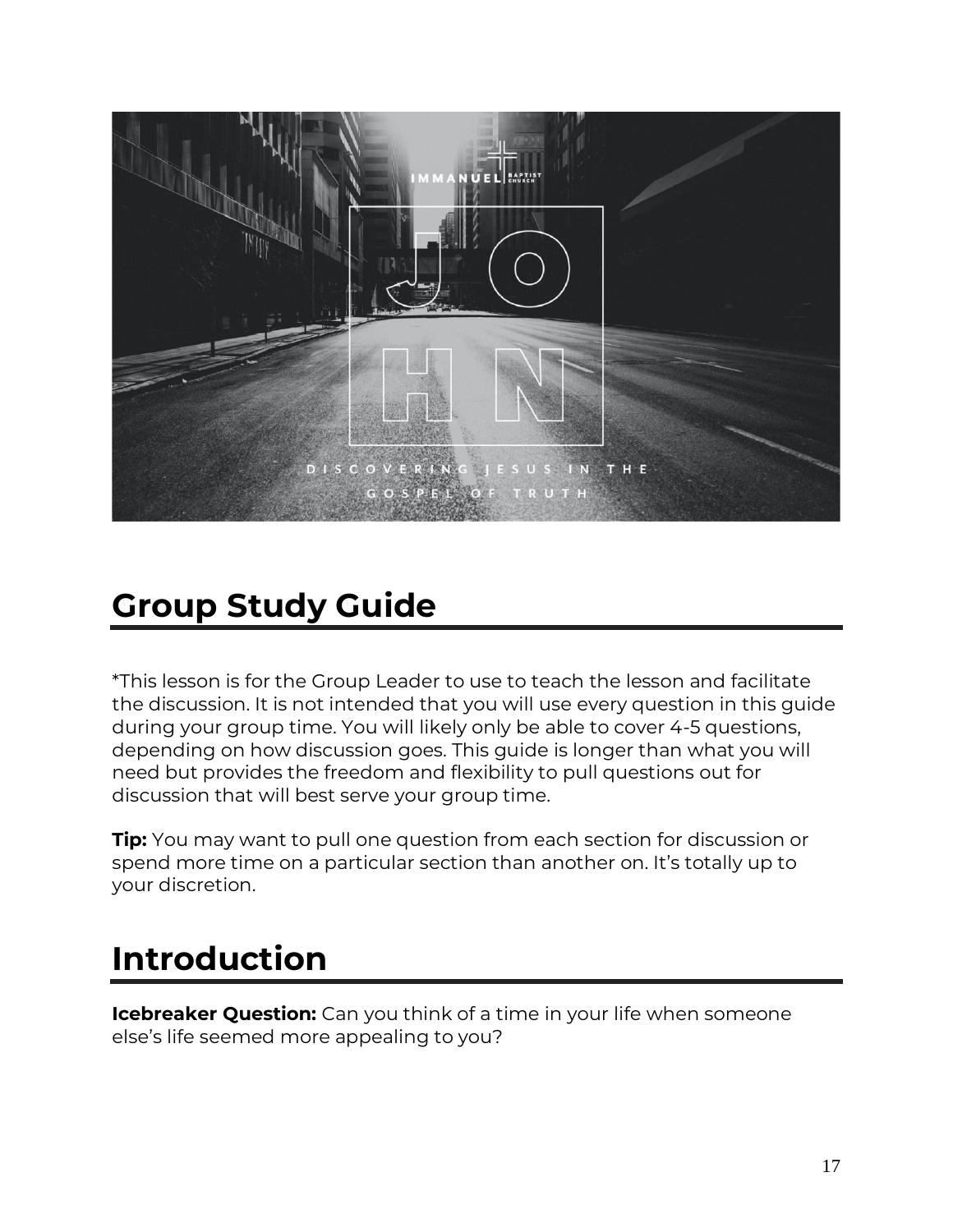# Group Study Guide

*This lesson is for the Group Leader to use to teach the lesson and facilitate the discussion. It is not intended that you will use every question in this guide during your group time. You will likely only be able to cover 4-5 questions, depending on how discussion goes. This guide is longer than what you will need but provides the freedom and flexibility to pull questions out for discussion that will best serve your group time.

**Tip:** You may want to pull one question from each section for discussion or spend more time on a particular section than another on. It's totally up to your discretion.

# Introduction

**Icebreaker Question:** Can you think of a time in your life when someone else's life seemed more appealing to you?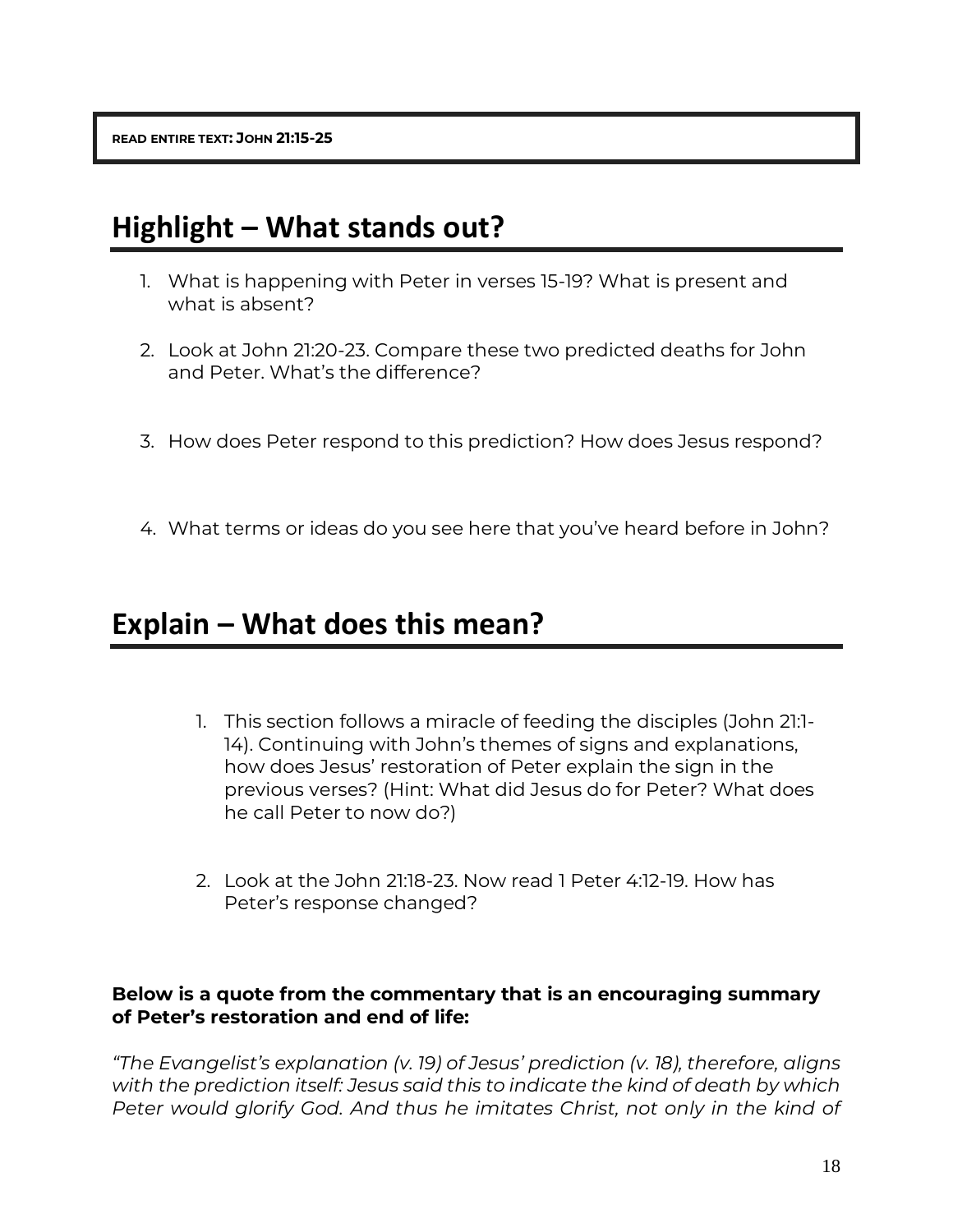**READ ENTIRE TEXT: JOHN 21:15-25**

## Highlight – What stands out?

1. What is happening with Peter in verses 15-19? What is present and what is absent?
2. Look at John 21:20-23. Compare these two predicted deaths for John and Peter. What's the difference?
3. How does Peter respond to this prediction? How does Jesus respond?
4. What terms or ideas do you see here that you've heard before in John?

## Explain – What does this mean?

1. This section follows a miracle of feeding the disciples (John 21:1-14). Continuing with John's themes of signs and explanations, how does Jesus' restoration of Peter explain the sign in the previous verses? (Hint: What did Jesus do for Peter? What does he call Peter to now do?)
2. Look at the John 21:18-23. Now read 1 Peter 4:12-19. How has Peter's response changed?

**Below is a quote from the commentary that is an encouraging summary of Peter's restoration and end of life:**

*"The Evangelist's explanation (v. 19) of Jesus' prediction (v. 18), therefore, aligns with the prediction itself: Jesus said this to indicate the kind of death by which Peter would glorify God. And thus he imitates Christ, not only in the kind of*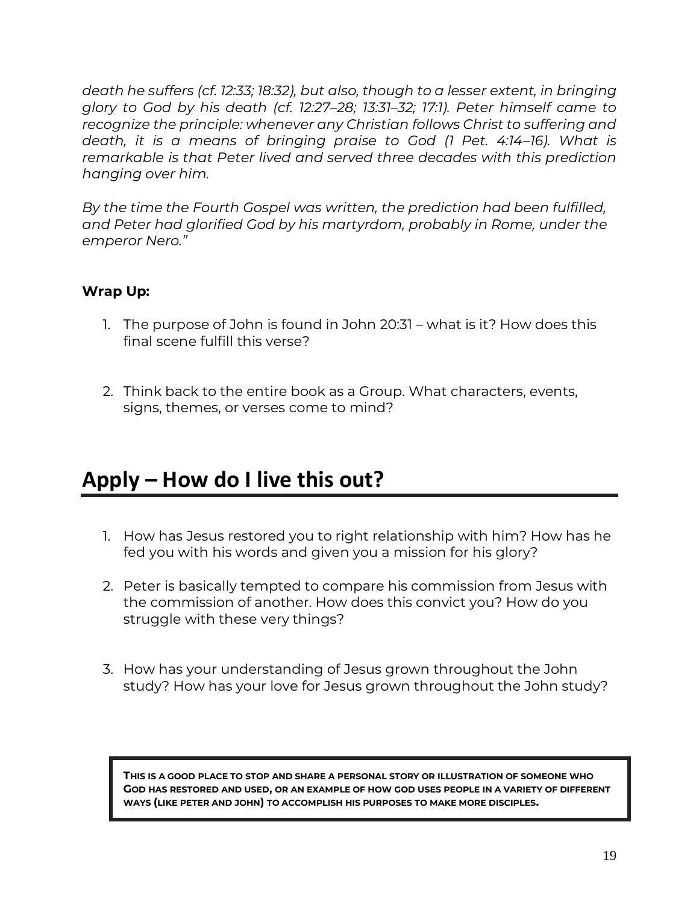*death he suffers (cf. 12:33; 18:32), but also, though to a lesser extent, in bringing glory to God by his death (cf. 12:27–28; 13:31–32; 17:1). Peter himself came to recognize the principle: whenever any Christian follows Christ to suffering and death, it is a means of bringing praise to God (1 Pet. 4:14–16). What is remarkable is that Peter lived and served three decades with this prediction hanging over him.*

*By the time the Fourth Gospel was written, the prediction had been fulfilled, and Peter had glorified God by his martyrdom, probably in Rome, under the emperor Nero."*

**Wrap Up:**

1. The purpose of John is found in John 20:31 – what is it? How does this final scene fulfill this verse?

2. Think back to the entire book as a Group. What characters, events, signs, themes, or verses come to mind?

## Apply – How do I live this out?

1. How has Jesus restored you to right relationship with him? How has he fed you with his words and given you a mission for his glory?

2. Peter is basically tempted to compare his commission from Jesus with the commission of another. How does this convict you? How do you struggle with these very things?

3. How has your understanding of Jesus grown throughout the John study? How has your love for Jesus grown throughout the John study?

> **THIS IS A GOOD PLACE TO STOP AND SHARE A PERSONAL STORY OR ILLUSTRATION OF SOMEONE WHO GOD HAS RESTORED AND USED, OR AN EXAMPLE OF HOW GOD USES PEOPLE IN A VARIETY OF DIFFERENT WAYS (LIKE PETER AND JOHN) TO ACCOMPLISH HIS PURPOSES TO MAKE MORE DISCIPLES.**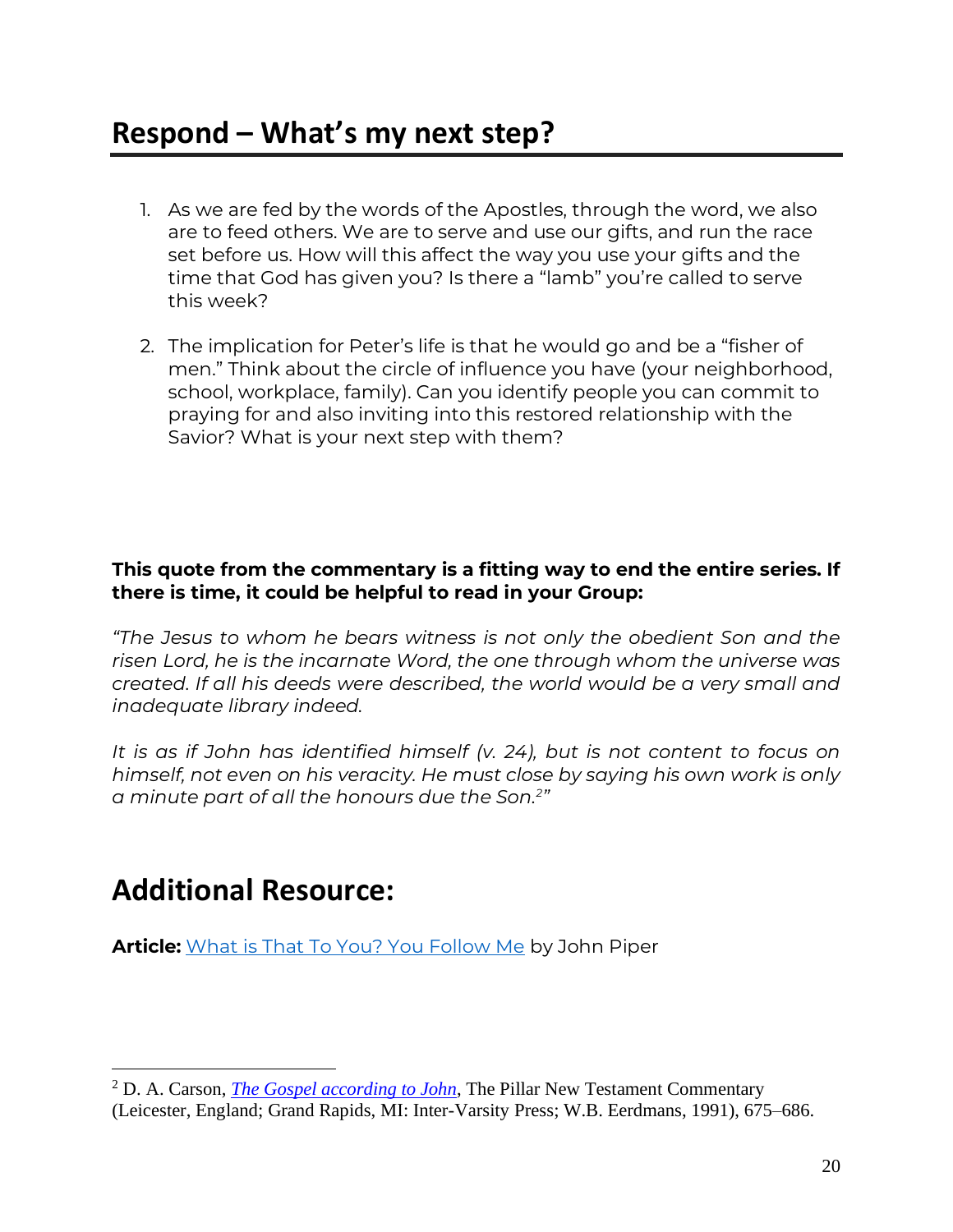## Respond – What's my next step?

1. As we are fed by the words of the Apostles, through the word, we also are to feed others. We are to serve and use our gifts, and run the race set before us. How will this affect the way you use your gifts and the time that God has given you? Is there a "lamb" you're called to serve this week?

2. The implication for Peter's life is that he would go and be a "fisher of men." Think about the circle of influence you have (your neighborhood, school, workplace, family). Can you identify people you can commit to praying for and also inviting into this restored relationship with the Savior? What is your next step with them?

**This quote from the commentary is a fitting way to end the entire series. If there is time, it could be helpful to read in your Group:**

*"The Jesus to whom he bears witness is not only the obedient Son and the risen Lord, he is the incarnate Word, the one through whom the universe was created. If all his deeds were described, the world would be a very small and inadequate library indeed.*

*It is as if John has identified himself (v. 24), but is not content to focus on himself, not even on his veracity. He must close by saying his own work is only a minute part of all the honours due the Son.[2]"*

## Additional Resource:

**Article:** [What is That To You? You Follow Me] by John Piper

---

[2] D. A. Carson, *The Gospel according to John*, The Pillar New Testament Commentary (Leicester, England; Grand Rapids, MI: Inter-Varsity Press; W.B. Eerdmans, 1991), 675–686.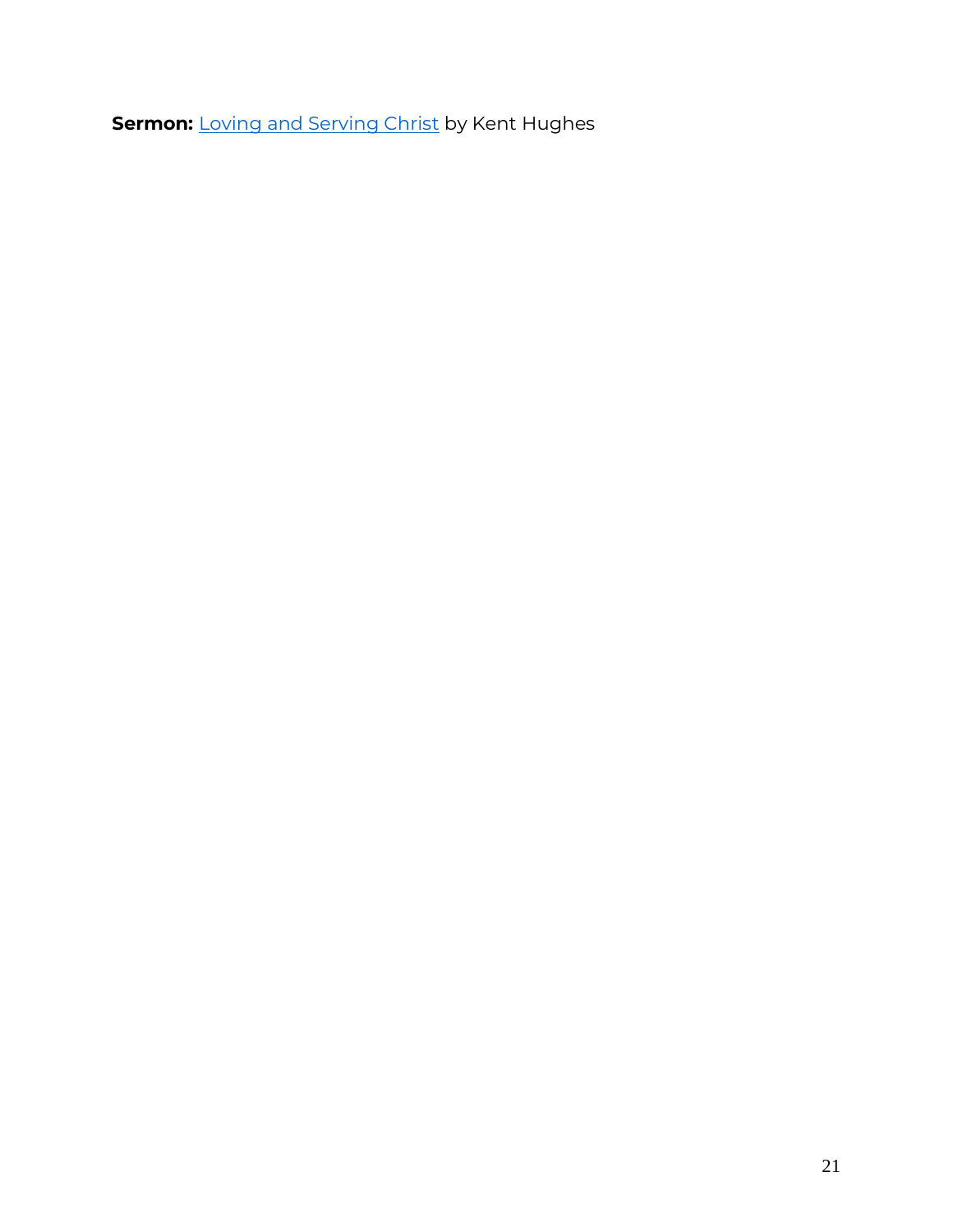**Sermon:** Loving and Serving Christ by Kent Hughes